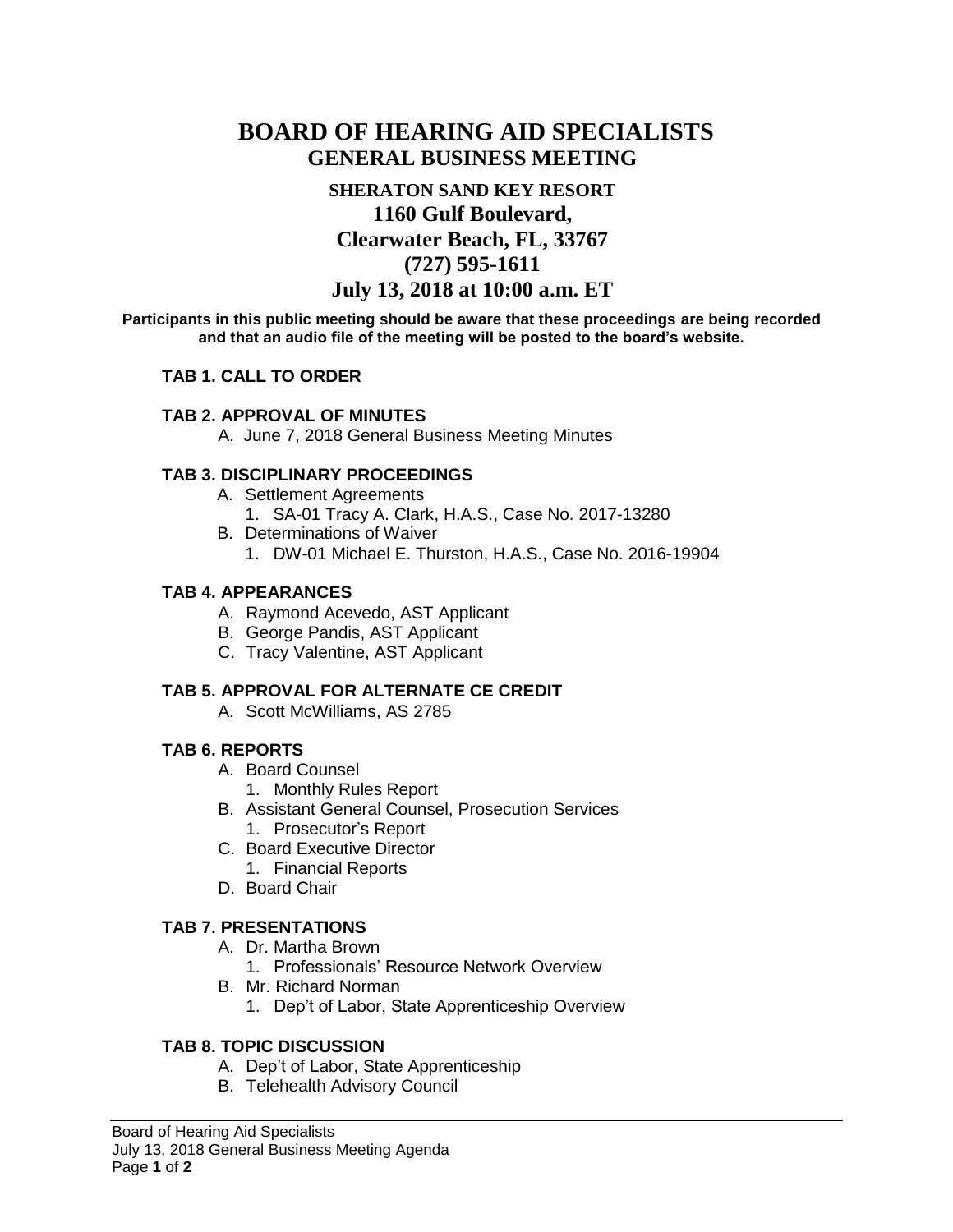# BOARD OF HEARING AID SPECIALISTS

## GENERAL BUSINESS MEETING

### SHERATON SAND KEY RESORT

### 1160 Gulf Boulevard,

### Clearwater Beach, FL, 33767

### (727) 595-1611

### July 13, 2018 at 10:00 a.m. ET

**Participants in this public meeting should be aware that these proceedings are being recorded and that an audio file of the meeting will be posted to the board's website.**

**TAB 1. CALL TO ORDER**

**TAB 2. APPROVAL OF MINUTES**

A. June 7, 2018 General Business Meeting Minutes

**TAB 3. DISCIPLINARY PROCEEDINGS**

A. Settlement Agreements
   1. SA-01 Tracy A. Clark, H.A.S., Case No. 2017-13280

B. Determinations of Waiver
   1. DW-01 Michael E. Thurston, H.A.S., Case No. 2016-19904

**TAB 4. APPEARANCES**

A. Raymond Acevedo, AST Applicant

B. George Pandis, AST Applicant

C. Tracy Valentine, AST Applicant

**TAB 5. APPROVAL FOR ALTERNATE CE CREDIT**

A. Scott McWilliams, AS 2785

**TAB 6. REPORTS**

A. Board Counsel
   1. Monthly Rules Report

B. Assistant General Counsel, Prosecution Services
   1. Prosecutor's Report

C. Board Executive Director
   1. Financial Reports

D. Board Chair

**TAB 7. PRESENTATIONS**

A. Dr. Martha Brown
   1. Professionals' Resource Network Overview

B. Mr. Richard Norman
   1. Dep't of Labor, State Apprenticeship Overview

**TAB 8. TOPIC DISCUSSION**

A. Dep't of Labor, State Apprenticeship

B. Telehealth Advisory Council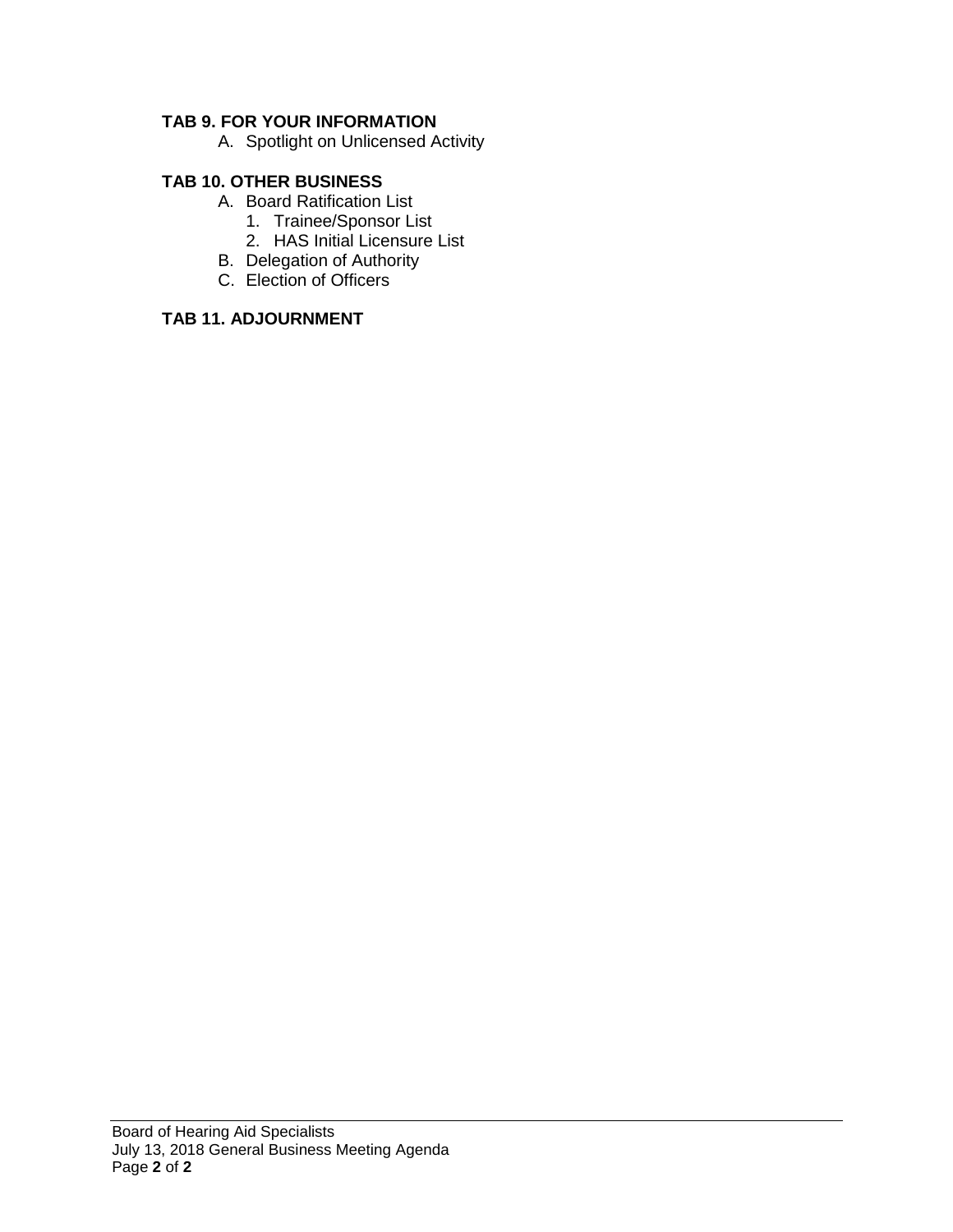**TAB 9. FOR YOUR INFORMATION**

A. Spotlight on Unlicensed Activity

**TAB 10. OTHER BUSINESS**

A. Board Ratification List
   1. Trainee/Sponsor List
   2. HAS Initial Licensure List

B. Delegation of Authority

C. Election of Officers

**TAB 11. ADJOURNMENT**